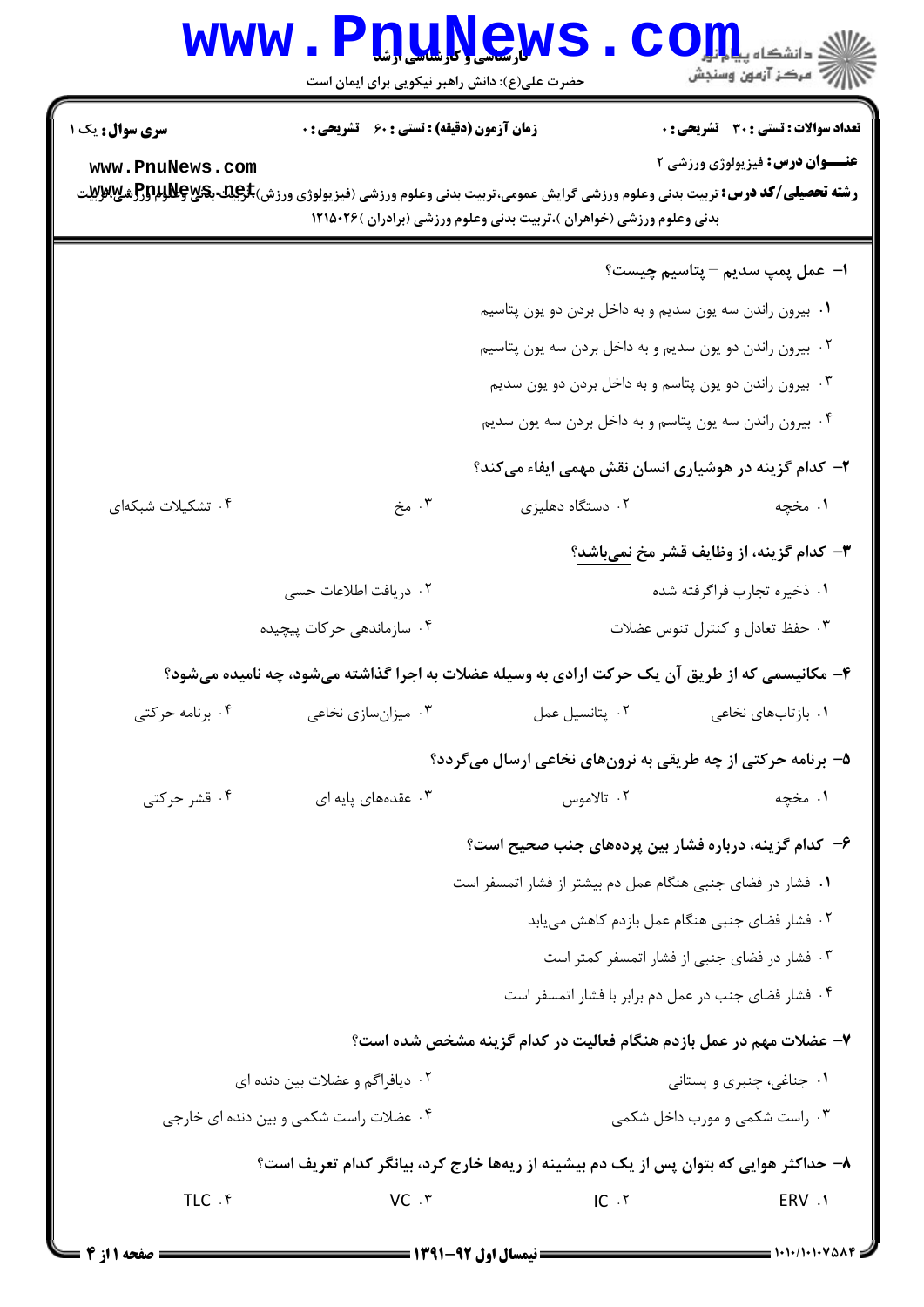**سری سوال:** یک ۱

**زمان آزمون (دقیقه) : تستی : ۶۰ تشریحی : ۰**

**تعداد سوالات : تستی : ۳۰ تشریحی : ۰**

**عنـــوان درس:** فیزیولوژی ورزشی ۲

**رشته تحصیلی/کد درس:** تربیت بدنی وعلوم ورزشی گرایش عمومی،تربیت بدنی وعلوم ورزشی (فیزیولوژی ورزش)،تربیت بدنی وعلوم ورزشی،تربیت بدنی وعلوم ورزشی (خواهران )،تربیت بدنی وعلوم ورزشی (برادران )۱۲۱۵۰۲۶

**۱- عمل پمپ سدیم – پتاسیم چیست؟**

۱. بیرون راندن سه یون سدیم و به داخل بردن دو یون پتاسیم

۲. بیرون راندن دو یون سدیم و به داخل بردن سه یون پتاسیم

۳. بیرون راندن دو یون پتاسم و به داخل بردن دو یون سدیم

۴. بیرون راندن سه یون پتاسم و به داخل بردن سه یون سدیم

**۲- کدام گزینه در هوشیاری انسان نقش مهمی ایفاء می‌کند؟**

۱. مخچه ۲. دستگاه دهلیزی ۳. مخ ۴. تشکیلات شبکه‌ای

**۳- کدام گزینه، از وظایف قشر مخ نمی‌باشد؟**

۱. ذخیره تجارب فراگرفته شده

۲. دریافت اطلاعات حسی

۳. حفظ تعادل و کنترل تنوس عضلات

۴. سازماندهی حرکات پیچیده

**۴- مکانیسمی که از طریق آن یک حرکت ارادی به وسیله عضلات به اجرا گذاشته می‌شود، چه نامیده می‌شود؟**

۱. بازتاب‌های نخاعی ۲. پتانسیل عمل ۳. میزان‌سازی نخاعی ۴. برنامه حرکتی

**۵- برنامه حرکتی از چه طریقی به نرون‌های نخاعی ارسال می‌گردد؟**

۱. مخچه ۲. تالاموس ۳. عقده‌های پایه ای ۴. قشر حرکتی

**۶- کدام گزینه، درباره فشار بین پرده‌های جنب صحیح است؟**

۱. فشار در فضای جنبی هنگام عمل دم بیشتر از فشار اتمسفر است

۲. فشار فضای جنبی هنگام عمل بازدم کاهش می‌یابد

۳. فشار در فضای جنبی از فشار اتمسفر کمتر است

۴. فشار فضای جنب در عمل دم برابر با فشار اتمسفر است

**۷- عضلات مهم در عمل بازدم هنگام فعالیت در کدام گزینه مشخص شده است؟**

۱. جناغی، چنبری و پستانی

۲. دیافراگم و عضلات بین دنده ای

۳. راست شکمی و مورب داخل شکمی

۴. عضلات راست شکمی و بین دنده ای خارجی

**۸- حداکثر هوایی که بتوان پس از یک دم بیشینه از ریه‌ها خارج کرد، بیانگر کدام تعریف است؟**

۱. ERV ۲. IC ۳. VC ۴. TLC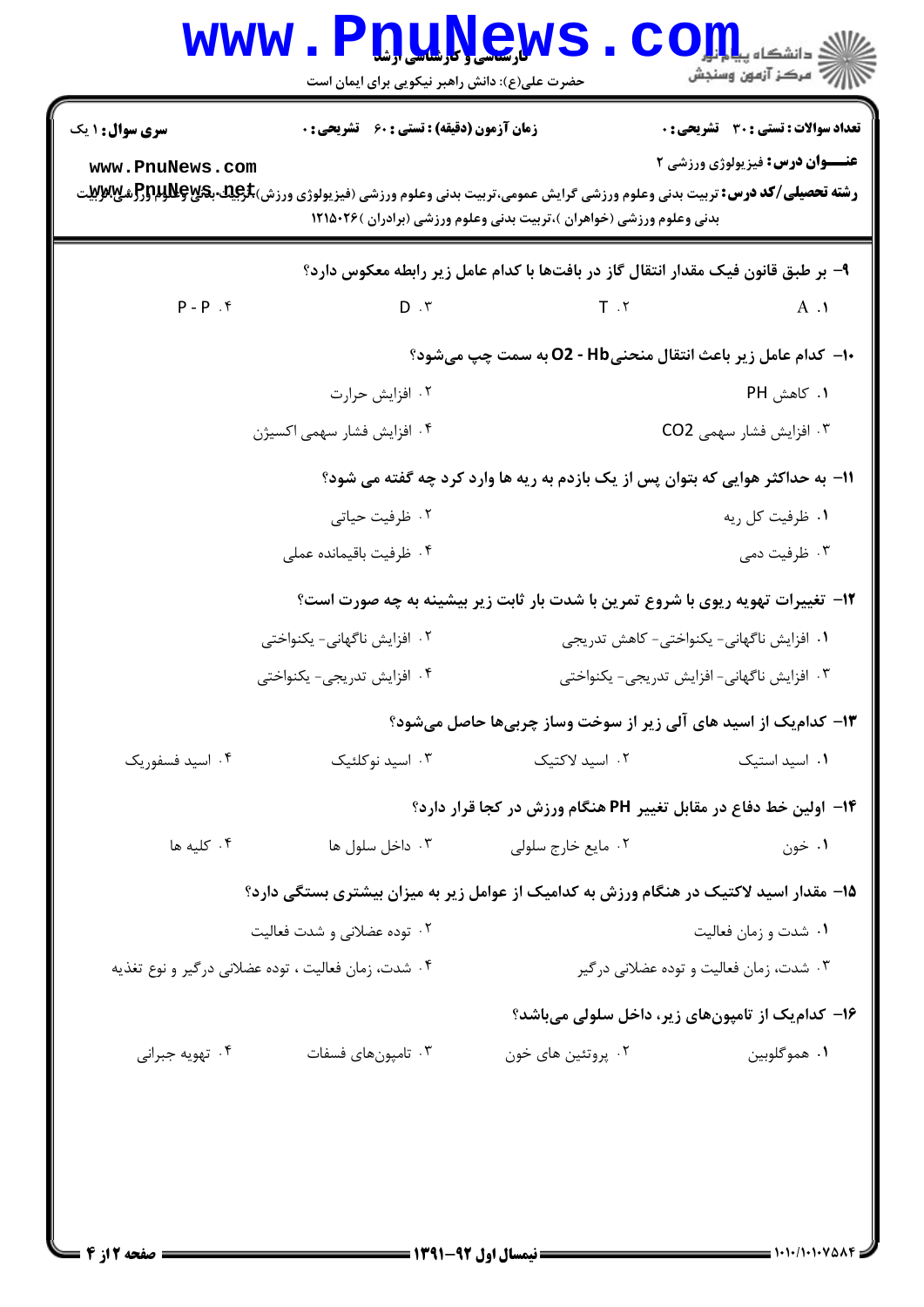**سری سوال:** ۱ یک

**زمان آزمون (دقیقه) : تستی : ۶۰ تشریحی : ۰**

**تعداد سوالات : تستی : ۳۰ تشریحی : ۰**

**عنـــوان درس:** فیزیولوژی ورزشی ۲

**رشته تحصیلی/کد درس:** تربیت بدنی وعلوم ورزشی گرایش عمومی،تربیت بدنی وعلوم ورزشی (فیزیولوژی ورزش)،تربیت بدنی وعلوم ورزشی،تربیت بدنی وعلوم ورزشی (خواهران )،تربیت بدنی وعلوم ورزشی (برادران )۱۲۱۵۰۲۶

۹- بر طبق قانون فیک مقدار انتقال گاز در بافت‌ها با کدام عامل زیر رابطه معکوس دارد؟

۱. A
۲. T
۳. D
۴. P - P

۱۰- کدام عامل زیر باعث انتقال منحنی Hb - O2 به سمت چپ می‌شود؟

۱. کاهش PH
۲. افزایش حرارت
۳. افزایش فشار سهمی CO2
۴. افزایش فشار سهمی اکسیژن

۱۱- به حداکثر هوایی که بتوان پس از یک بازدم به ریه ها وارد کرد چه گفته می شود؟

۱. ظرفیت کل ریه
۲. ظرفیت حیاتی
۳. ظرفیت دمی
۴. ظرفیت باقیمانده عملی

۱۲- تغییرات تهویه ریوی با شروع تمرین با شدت بار ثابت زیر بیشینه به چه صورت است؟

۱. افزایش ناگهانی- یکنواختی- کاهش تدریجی
۲. افزایش ناگهانی- یکنواختی
۳. افزایش ناگهانی- افزایش تدریجی- یکنواختی
۴. افزایش تدریجی- یکنواختی

۱۳- کدام‌یک از اسید های آلی زیر از سوخت وساز چربی‌ها حاصل می‌شود؟

۱. اسید استیک
۲. اسید لاکتیک
۳. اسید نوکلئیک
۴. اسید فسفوریک

۱۴- اولین خط دفاع در مقابل تغییر PH هنگام ورزش در کجا قرار دارد؟

۱. خون
۲. مایع خارج سلولی
۳. داخل سلول ها
۴. کلیه ها

۱۵- مقدار اسید لاکتیک در هنگام ورزش به کدامیک از عوامل زیر به میزان بیشتری بستگی دارد؟

۱. شدت و زمان فعالیت
۲. توده عضلانی و شدت فعالیت
۳. شدت، زمان فعالیت و توده عضلانی درگیر
۴. شدت، زمان فعالیت ، توده عضلانی درگیر و نوع تغذیه

۱۶- کدام‌یک از تامپون‌های زیر، داخل سلولی می‌باشد؟

۱. هموگلوبین
۲. پروتئین های خون
۳. تامپون‌های فسفات
۴. تهویه جبرانی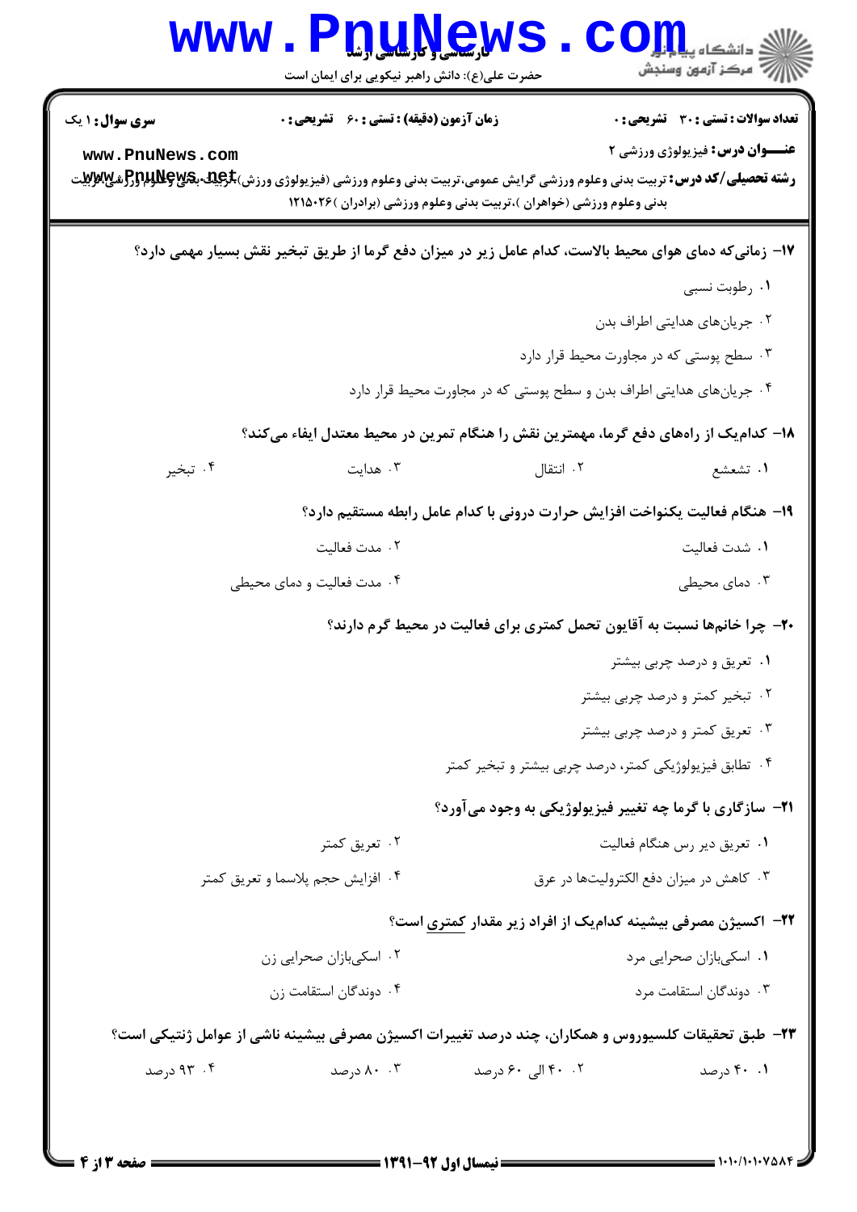**سری سوال:** ۱ یک

**زمان آزمون (دقیقه) : تستی : ۶۰ تشریحی : ۰**

**تعداد سوالات : تستی : ۳۰ تشریحی : ۰**

**عنـــوان درس:** فیزیولوژی ورزشی ۲

**رشته تحصیلی/کد درس:** تربیت بدنی وعلوم ورزشی گرایش عمومی،تربیت بدنی وعلوم ورزشی (فیزیولوژی ورزش)،تربیت بدنی وعلوم ورزشی،تربیت بدنی وعلوم ورزشی (خواهران )،تربیت بدنی وعلوم ورزشی (برادران )۱۲۱۵۰۲۶

۱۷- زمانی‌که دمای هوای محیط بالاست، کدام عامل زیر در میزان دفع گرما از طریق تبخیر نقش بسیار مهمی دارد؟

۱. رطوبت نسبی

۲. جریان‌های هدایتی اطراف بدن

۳. سطح پوستی که در مجاورت محیط قرار دارد

۴. جریان‌های هدایتی اطراف بدن و سطح پوستی که در مجاورت محیط قرار دارد

۱۸- کدام‌یک از راه‌های دفع گرما، مهمترین نقش را هنگام تمرین در محیط معتدل ایفاء می‌کند؟

۱. تشعشع
۲. انتقال
۳. هدایت
۴. تبخیر

۱۹- هنگام فعالیت یکنواخت افزایش حرارت درونی با کدام عامل رابطه مستقیم دارد؟

۱. شدت فعالیت
۲. مدت فعالیت
۳. دمای محیطی
۴. مدت فعالیت و دمای محیطی

۲۰- چرا خانم‌ها نسبت به آقایون تحمل کمتری برای فعالیت در محیط گرم دارند؟

۱. تعریق و درصد چربی بیشتر

۲. تبخیر کمتر و درصد چربی بیشتر

۳. تعریق کمتر و درصد چربی بیشتر

۴. تطابق فیزیولوژیکی کمتر، درصد چربی بیشتر و تبخیر کمتر

۲۱- سازگاری با گرما چه تغییر فیزیولوژیکی به وجود می‌آورد؟

۱. تعریق دیر رس هنگام فعالیت
۲. تعریق کمتر
۳. کاهش در میزان دفع الکترولیت‌ها در عرق
۴. افزایش حجم پلاسما و تعریق کمتر

۲۲- اکسیژن مصرفی بیشینه کدام‌یک از افراد زیر مقدار کمتری است؟

۱. اسکی‌بازان صحرایی مرد
۲. اسکی‌بازان صحرایی زن
۳. دوندگان استقامت مرد
۴. دوندگان استقامت زن

۲۳- طبق تحقیقات کلسیوروس و همکاران، چند درصد تغییرات اکسیژن مصرفی بیشینه ناشی از عوامل ژنتیکی است؟

۱. ۴۰ درصد
۲. ۴۰ الی ۶۰ درصد
۳. ۸۰ درصد
۴. ۹۳ درصد

**نیمسال اول ۹۲-۱۳۹۱**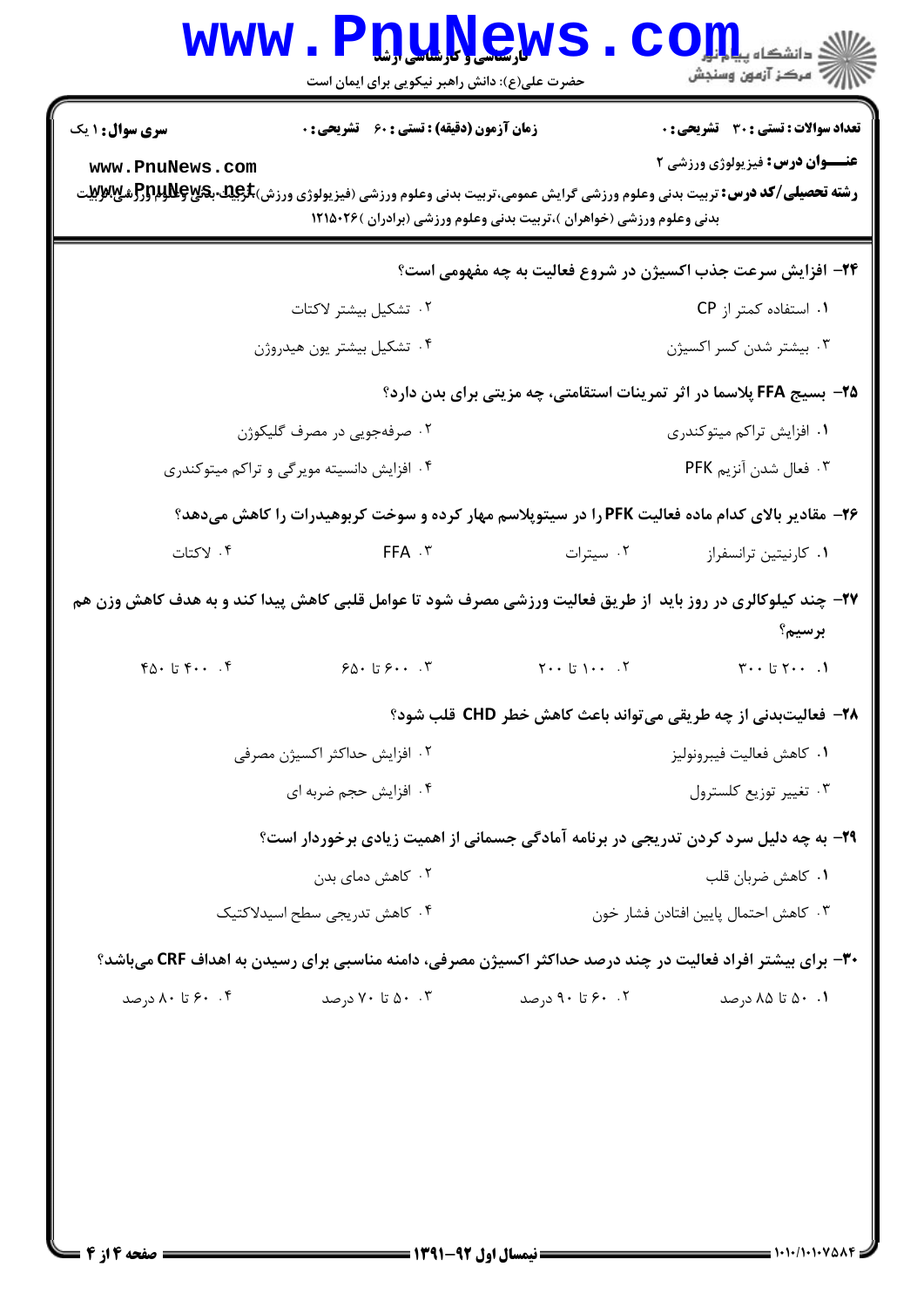**تعداد سوالات : تستی : ۳۰ تشریحی : ۰** | **زمان آزمون (دقیقه) : تستی : ۶۰ تشریحی : ۰** | **سری سوال : ۱ یک**

**عنـــوان درس :** فیزیولوژی ورزشی ۲

**رشته تحصیلی/کد درس :** تربیت بدنی وعلوم ورزشی گرایش عمومی،تربیت بدنی وعلوم ورزشی (فیزیولوژی ورزش)،تربیت بدنی وعلوم ورزشی،تربیت بدنی وعلوم ورزشی (خواهران )،تربیت بدنی وعلوم ورزشی (برادران )۱۲۱۵۰۲۶

۲۴- افزایش سرعت جذب اکسیژن در شروع فعالیت به چه مفهومی است؟

۱. استفاده کمتر از CP
۲. تشکیل بیشتر لاکتات
۳. بیشتر شدن کسر اکسیژن
۴. تشکیل بیشتر یون هیدروژن

۲۵- بسیج FFA پلاسما در اثر تمرینات استقامتی، چه مزیتی برای بدن دارد؟

۱. افزایش تراکم میتوکندری
۲. صرفه‌جویی در مصرف گلیکوژن
۳. فعال شدن آنزیم PFK
۴. افزایش دانسیته مویرگی و تراکم میتوکندری

۲۶- مقادیر بالای کدام ماده فعالیت PFK را در سیتوپلاسم مهار کرده و سوخت کربوهیدرات را کاهش می‌دهد؟

۱. کارنیتین ترانسفراز
۲. سیترات
۳. FFA
۴. لاکتات

۲۷- چند کیلوکالری در روز باید از طریق فعالیت ورزشی مصرف شود تا عوامل قلبی کاهش پیدا کند و به هدف کاهش وزن هم برسیم؟

۱. ۲۰۰ تا ۳۰۰
۲. ۱۰۰ تا ۲۰۰
۳. ۶۰۰ تا ۶۵۰
۴. ۴۰۰ تا ۴۵۰

۲۸- فعالیت‌بدنی از چه طریقی می‌تواند باعث کاهش خطر CHD قلب شود؟

۱. کاهش فعالیت فیبرونولیز
۲. افزایش حداکثر اکسیژن مصرفی
۳. تغییر توزیع کلسترول
۴. افزایش حجم ضربه ای

۲۹- به چه دلیل سرد کردن تدریجی در برنامه آمادگی جسمانی از اهمیت زیادی برخوردار است؟

۱. کاهش ضربان قلب
۲. کاهش دمای بدن
۳. کاهش احتمال پایین افتادن فشار خون
۴. کاهش تدریجی سطح اسیدلاکتیک

۳۰- برای بیشتر افراد فعالیت در چند درصد حداکثر اکسیژن مصرفی، دامنه مناسبی برای رسیدن به اهداف CRF می‌باشد؟

۱. ۵۰ تا ۸۵ درصد
۲. ۶۰ تا ۹۰ درصد
۳. ۵۰ تا ۷۰ درصد
۴. ۶۰ تا ۸۰ درصد